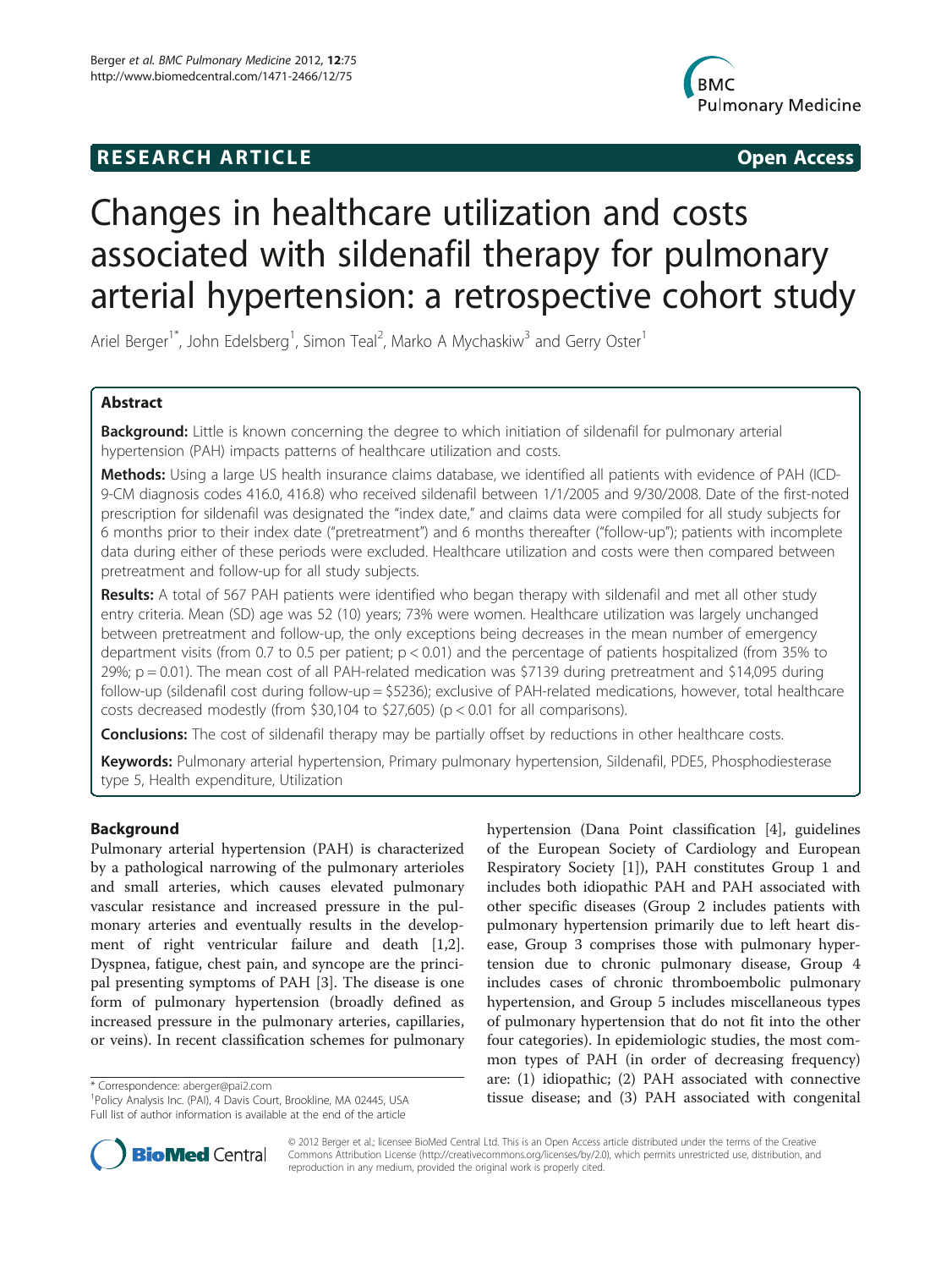**RESEARCH ARTICLE** **Open Access**

# Changes in healthcare utilization and costs associated with sildenafil therapy for pulmonary arterial hypertension: a retrospective cohort study

Ariel Berger[1*], John Edelsberg[1], Simon Teal[2], Marko A Mychaskiw[3] and Gerry Oster[1]

## Abstract

**Background:** Little is known concerning the degree to which initiation of sildenafil for pulmonary arterial hypertension (PAH) impacts patterns of healthcare utilization and costs.

**Methods:** Using a large US health insurance claims database, we identified all patients with evidence of PAH (ICD-9-CM diagnosis codes 416.0, 416.8) who received sildenafil between 1/1/2005 and 9/30/2008. Date of the first-noted prescription for sildenafil was designated the "index date," and claims data were compiled for all study subjects for 6 months prior to their index date ("pretreatment") and 6 months thereafter ("follow-up"); patients with incomplete data during either of these periods were excluded. Healthcare utilization and costs were then compared between pretreatment and follow-up for all study subjects.

**Results:** A total of 567 PAH patients were identified who began therapy with sildenafil and met all other study entry criteria. Mean (SD) age was 52 (10) years; 73% were women. Healthcare utilization was largely unchanged between pretreatment and follow-up, the only exceptions being decreases in the mean number of emergency department visits (from 0.7 to 0.5 per patient; $p < 0.01$) and the percentage of patients hospitalized (from 35% to 29%; $p = 0.01$). The mean cost of all PAH-related medication was \$7139 during pretreatment and \$14,095 during follow-up (sildenafil cost during follow-up = \$5236); exclusive of PAH-related medications, however, total healthcare costs decreased modestly (from \$30,104 to \$27,605) ($p < 0.01$ for all comparisons).

**Conclusions:** The cost of sildenafil therapy may be partially offset by reductions in other healthcare costs.

**Keywords:** Pulmonary arterial hypertension, Primary pulmonary hypertension, Sildenafil, PDE5, Phosphodiesterase type 5, Health expenditure, Utilization

## Background

Pulmonary arterial hypertension (PAH) is characterized by a pathological narrowing of the pulmonary arterioles and small arteries, which causes elevated pulmonary vascular resistance and increased pressure in the pulmonary arteries and eventually results in the development of right ventricular failure and death [1,2]. Dyspnea, fatigue, chest pain, and syncope are the principal presenting symptoms of PAH [3]. The disease is one form of pulmonary hypertension (broadly defined as increased pressure in the pulmonary arteries, capillaries, or veins). In recent classification schemes for pulmonary hypertension (Dana Point classification [4], guidelines of the European Society of Cardiology and European Respiratory Society [1]), PAH constitutes Group 1 and includes both idiopathic PAH and PAH associated with other specific diseases (Group 2 includes patients with pulmonary hypertension primarily due to left heart disease, Group 3 comprises those with pulmonary hypertension due to chronic pulmonary disease, Group 4 includes cases of chronic thromboembolic pulmonary hypertension, and Group 5 includes miscellaneous types of pulmonary hypertension that do not fit into the other four categories). In epidemiologic studies, the most common types of PAH (in order of decreasing frequency) are: (1) idiopathic; (2) PAH associated with connective tissue disease; and (3) PAH associated with congenital

\* Correspondence: aberger@pai2.com
[1]Policy Analysis Inc. (PAI), 4 Davis Court, Brookline, MA 02445, USA
Full list of author information is available at the end of the article

© 2012 Berger et al.; licensee BioMed Central Ltd. This is an Open Access article distributed under the terms of the Creative Commons Attribution License (http://creativecommons.org/licenses/by/2.0), which permits unrestricted use, distribution, and reproduction in any medium, provided the original work is properly cited.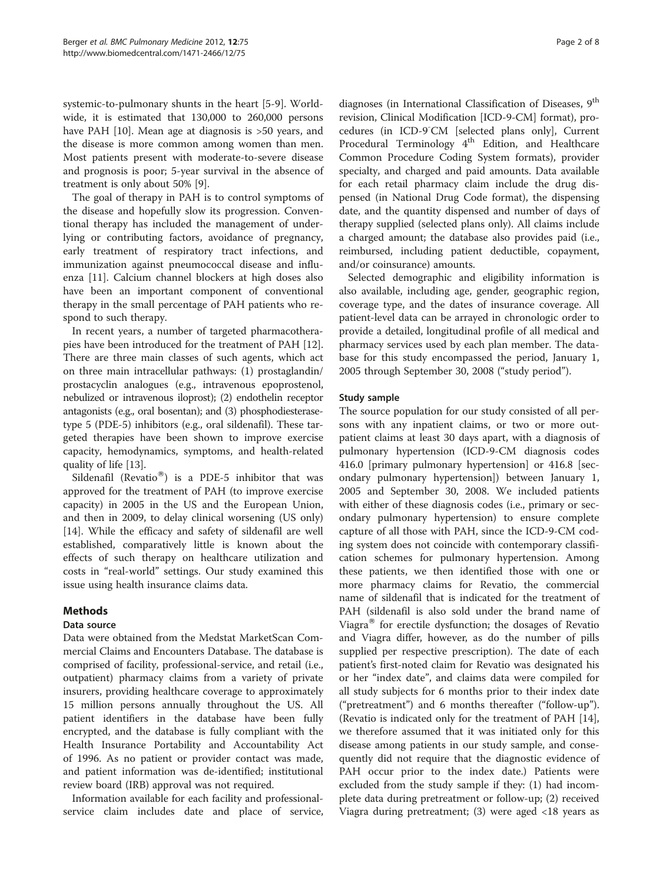systemic-to-pulmonary shunts in the heart [5-9]. Worldwide, it is estimated that 130,000 to 260,000 persons have PAH [10]. Mean age at diagnosis is >50 years, and the disease is more common among women than men. Most patients present with moderate-to-severe disease and prognosis is poor; 5-year survival in the absence of treatment is only about 50% [9].

The goal of therapy in PAH is to control symptoms of the disease and hopefully slow its progression. Conventional therapy has included the management of underlying or contributing factors, avoidance of pregnancy, early treatment of respiratory tract infections, and immunization against pneumococcal disease and influenza [11]. Calcium channel blockers at high doses also have been an important component of conventional therapy in the small percentage of PAH patients who respond to such therapy.

In recent years, a number of targeted pharmacotherapies have been introduced for the treatment of PAH [12]. There are three main classes of such agents, which act on three main intracellular pathways: (1) prostaglandin/prostacyclin analogues (e.g., intravenous epoprostenol, nebulized or intravenous iloprost); (2) endothelin receptor antagonists (e.g., oral bosentan); and (3) phosphodiesterase-type 5 (PDE-5) inhibitors (e.g., oral sildenafil). These targeted therapies have been shown to improve exercise capacity, hemodynamics, symptoms, and health-related quality of life [13].

Sildenafil (Revatio®) is a PDE-5 inhibitor that was approved for the treatment of PAH (to improve exercise capacity) in 2005 in the US and the European Union, and then in 2009, to delay clinical worsening (US only) [14]. While the efficacy and safety of sildenafil are well established, comparatively little is known about the effects of such therapy on healthcare utilization and costs in "real-world" settings. Our study examined this issue using health insurance claims data.

## Methods

### Data source

Data were obtained from the Medstat MarketScan Commercial Claims and Encounters Database. The database is comprised of facility, professional-service, and retail (i.e., outpatient) pharmacy claims from a variety of private insurers, providing healthcare coverage to approximately 15 million persons annually throughout the US. All patient identifiers in the database have been fully encrypted, and the database is fully compliant with the Health Insurance Portability and Accountability Act of 1996. As no patient or provider contact was made, and patient information was de-identified; institutional review board (IRB) approval was not required.

Information available for each facility and professional-service claim includes date and place of service, diagnoses (in International Classification of Diseases, 9th revision, Clinical Modification [ICD-9-CM] format), procedures (in ICD-9-CM [selected plans only], Current Procedural Terminology 4th Edition, and Healthcare Common Procedure Coding System formats), provider specialty, and charged and paid amounts. Data available for each retail pharmacy claim include the drug dispensed (in National Drug Code format), the dispensing date, and the quantity dispensed and number of days of therapy supplied (selected plans only). All claims include a charged amount; the database also provides paid (i.e., reimbursed, including patient deductible, copayment, and/or coinsurance) amounts.

Selected demographic and eligibility information is also available, including age, gender, geographic region, coverage type, and the dates of insurance coverage. All patient-level data can be arrayed in chronologic order to provide a detailed, longitudinal profile of all medical and pharmacy services used by each plan member. The database for this study encompassed the period, January 1, 2005 through September 30, 2008 ("study period").

### Study sample

The source population for our study consisted of all persons with any inpatient claims, or two or more outpatient claims at least 30 days apart, with a diagnosis of pulmonary hypertension (ICD-9-CM diagnosis codes 416.0 [primary pulmonary hypertension] or 416.8 [secondary pulmonary hypertension]) between January 1, 2005 and September 30, 2008. We included patients with either of these diagnosis codes (i.e., primary or secondary pulmonary hypertension) to ensure complete capture of all those with PAH, since the ICD-9-CM coding system does not coincide with contemporary classification schemes for pulmonary hypertension. Among these patients, we then identified those with one or more pharmacy claims for Revatio, the commercial name of sildenafil that is indicated for the treatment of PAH (sildenafil is also sold under the brand name of Viagra® for erectile dysfunction; the dosages of Revatio and Viagra differ, however, as do the number of pills supplied per respective prescription). The date of each patient's first-noted claim for Revatio was designated his or her "index date", and claims data were compiled for all study subjects for 6 months prior to their index date ("pretreatment") and 6 months thereafter ("follow-up"). (Revatio is indicated only for the treatment of PAH [14], we therefore assumed that it was initiated only for this disease among patients in our study sample, and consequently did not require that the diagnostic evidence of PAH occur prior to the index date.) Patients were excluded from the study sample if they: (1) had incomplete data during pretreatment or follow-up; (2) received Viagra during pretreatment; (3) were aged <18 years as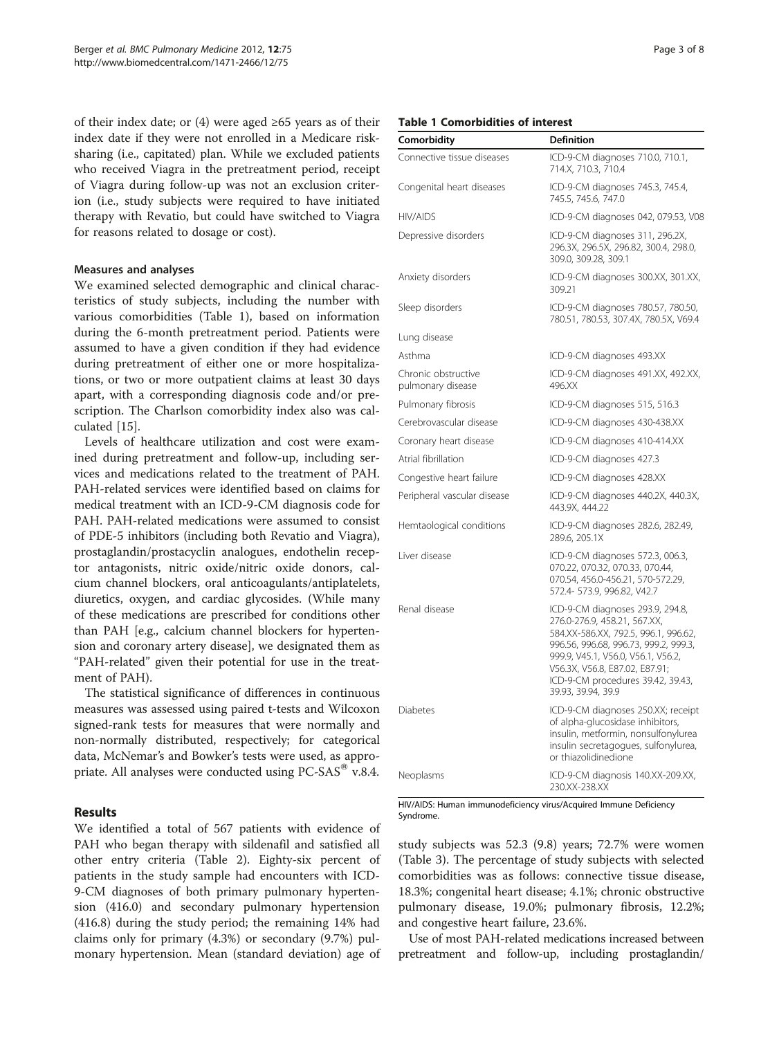of their index date; or (4) were aged ≥65 years as of their index date if they were not enrolled in a Medicare risk-sharing (i.e., capitated) plan. While we excluded patients who received Viagra in the pretreatment period, receipt of Viagra during follow-up was not an exclusion criterion (i.e., study subjects were required to have initiated therapy with Revatio, but could have switched to Viagra for reasons related to dosage or cost).

### Measures and analyses

We examined selected demographic and clinical characteristics of study subjects, including the number with various comorbidities (Table 1), based on information during the 6-month pretreatment period. Patients were assumed to have a given condition if they had evidence during pretreatment of either one or more hospitalizations, or two or more outpatient claims at least 30 days apart, with a corresponding diagnosis code and/or prescription. The Charlson comorbidity index also was calculated [15].

Levels of healthcare utilization and cost were examined during pretreatment and follow-up, including services and medications related to the treatment of PAH. PAH-related services were identified based on claims for medical treatment with an ICD-9-CM diagnosis code for PAH. PAH-related medications were assumed to consist of PDE-5 inhibitors (including both Revatio and Viagra), prostaglandin/prostacyclin analogues, endothelin receptor antagonists, nitric oxide/nitric oxide donors, calcium channel blockers, oral anticoagulants/antiplatelets, diuretics, oxygen, and cardiac glycosides. (While many of these medications are prescribed for conditions other than PAH [e.g., calcium channel blockers for hypertension and coronary artery disease], we designated them as "PAH-related" given their potential for use in the treatment of PAH).

The statistical significance of differences in continuous measures was assessed using paired t-tests and Wilcoxon signed-rank tests for measures that were normally and non-normally distributed, respectively; for categorical data, McNemar's and Bowker's tests were used, as appropriate. All analyses were conducted using PC-SAS® v.8.4.

**Table 1 Comorbidities of interest**

| Comorbidity | Definition |
|---|---|
| Connective tissue diseases | ICD-9-CM diagnoses 710.0, 710.1, 714.X, 710.3, 710.4 |
| Congenital heart diseases | ICD-9-CM diagnoses 745.3, 745.4, 745.5, 745.6, 747.0 |
| HIV/AIDS | ICD-9-CM diagnoses 042, 079.53, V08 |
| Depressive disorders | ICD-9-CM diagnoses 311, 296.2X, 296.3X, 296.5X, 296.82, 300.4, 298.0, 309.0, 309.28, 309.1 |
| Anxiety disorders | ICD-9-CM diagnoses 300.XX, 301.XX, 309.21 |
| Sleep disorders | ICD-9-CM diagnoses 780.57, 780.50, 780.51, 780.53, 307.4X, 780.5X, V69.4 |
| Lung disease | |
| Asthma | ICD-9-CM diagnoses 493.XX |
| Chronic obstructive pulmonary disease | ICD-9-CM diagnoses 491.XX, 492.XX, 496.XX |
| Pulmonary fibrosis | ICD-9-CM diagnoses 515, 516.3 |
| Cerebrovascular disease | ICD-9-CM diagnoses 430-438.XX |
| Coronary heart disease | ICD-9-CM diagnoses 410-414.XX |
| Atrial fibrillation | ICD-9-CM diagnoses 427.3 |
| Congestive heart failure | ICD-9-CM diagnoses 428.XX |
| Peripheral vascular disease | ICD-9-CM diagnoses 440.2X, 440.3X, 443.9X, 444.22 |
| Hemtaological conditions | ICD-9-CM diagnoses 282.6, 282.49, 289.6, 205.1X |
| Liver disease | ICD-9-CM diagnoses 572.3, 006.3, 070.22, 070.32, 070.33, 070.44, 070.54, 456.0-456.21, 570-572.29, 572.4- 573.9, 996.82, V42.7 |
| Renal disease | ICD-9-CM diagnoses 293.9, 294.8, 276.0-276.9, 458.21, 567.XX, 584.XX-586.XX, 792.5, 996.1, 996.62, 996.56, 996.68, 996.73, 999.2, 999.3, 999.9, V45.1, V56.0, V56.1, V56.2, V56.3X, V56.8, E87.02, E87.91; ICD-9-CM procedures 39.42, 39.43, 39.93, 39.94, 39.9 |
| Diabetes | ICD-9-CM diagnoses 250.XX; receipt of alpha-glucosidase inhibitors, insulin, metformin, nonsulfonylurea insulin secretagogues, sulfonylurea, or thiazolidinedione |
| Neoplasms | ICD-9-CM diagnosis 140.XX-209.XX, 230.XX-238.XX |

HIV/AIDS: Human immunodeficiency virus/Acquired Immune Deficiency Syndrome.

## Results

We identified a total of 567 patients with evidence of PAH who began therapy with sildenafil and satisfied all other entry criteria (Table 2). Eighty-six percent of patients in the study sample had encounters with ICD-9-CM diagnoses of both primary pulmonary hypertension (416.0) and secondary pulmonary hypertension (416.8) during the study period; the remaining 14% had claims only for primary (4.3%) or secondary (9.7%) pulmonary hypertension. Mean (standard deviation) age of study subjects was 52.3 (9.8) years; 72.7% were women (Table 3). The percentage of study subjects with selected comorbidities was as follows: connective tissue disease, 18.3%; congenital heart disease; 4.1%; chronic obstructive pulmonary disease, 19.0%; pulmonary fibrosis, 12.2%; and congestive heart failure, 23.6%.

Use of most PAH-related medications increased between pretreatment and follow-up, including prostaglandin/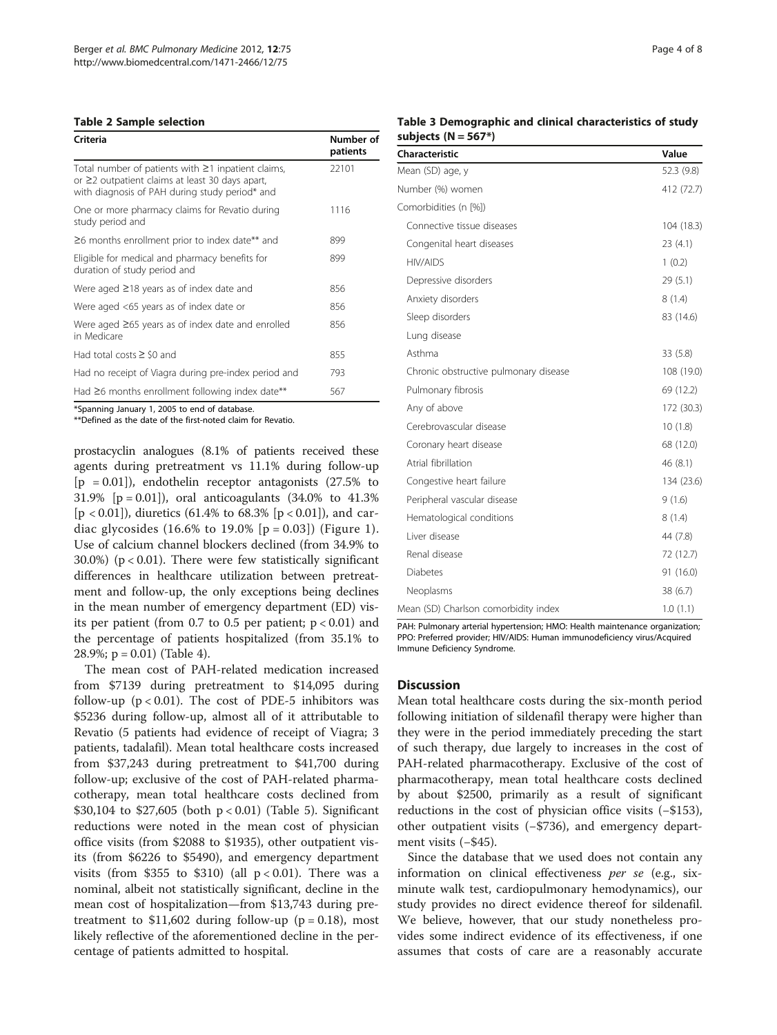**Table 2 Sample selection**

| Criteria | Number of patients |
|---|---|
| Total number of patients with ≥1 inpatient claims, or ≥2 outpatient claims at least 30 days apart, with diagnosis of PAH during study period* and | 22101 |
| One or more pharmacy claims for Revatio during study period and | 1116 |
| ≥6 months enrollment prior to index date** and | 899 |
| Eligible for medical and pharmacy benefits for duration of study period and | 899 |
| Were aged ≥18 years as of index date and | 856 |
| Were aged <65 years as of index date or | 856 |
| Were aged ≥65 years as of index date and enrolled in Medicare | 856 |
| Had total costs ≥ $0 and | 855 |
| Had no receipt of Viagra during pre-index period and | 793 |
| Had ≥6 months enrollment following index date** | 567 |

*Spanning January 1, 2005 to end of database.
**Defined as the date of the first-noted claim for Revatio.

prostacyclin analogues (8.1% of patients received these agents during pretreatment vs 11.1% during follow-up [$p = 0.01$]), endothelin receptor antagonists (27.5% to 31.9% [$p = 0.01$]), oral anticoagulants (34.0% to 41.3% [$p < 0.01$]), diuretics (61.4% to 68.3% [$p < 0.01$]), and cardiac glycosides (16.6% to 19.0% [$p = 0.03$]) (Figure 1). Use of calcium channel blockers declined (from 34.9% to 30.0%) ($p < 0.01$). There were few statistically significant differences in healthcare utilization between pretreatment and follow-up, the only exceptions being declines in the mean number of emergency department (ED) visits per patient (from 0.7 to 0.5 per patient; $p < 0.01$) and the percentage of patients hospitalized (from 35.1% to 28.9%; $p = 0.01$) (Table 4).

The mean cost of PAH-related medication increased from $7139 during pretreatment to $14,095 during follow-up ($p < 0.01$). The cost of PDE-5 inhibitors was $5236 during follow-up, almost all of it attributable to Revatio (5 patients had evidence of receipt of Viagra; 3 patients, tadalafil). Mean total healthcare costs increased from $37,243 during pretreatment to $41,700 during follow-up; exclusive of the cost of PAH-related pharmacotherapy, mean total healthcare costs declined from $30,104 to $27,605 (both $p < 0.01$) (Table 5). Significant reductions were noted in the mean cost of physician office visits (from $2088 to $1935), other outpatient visits (from $6226 to $5490), and emergency department visits (from $355 to $310) (all $p < 0.01$). There was a nominal, albeit not statistically significant, decline in the mean cost of hospitalization—from $13,743 during pretreatment to $11,602 during follow-up ($p = 0.18$), most likely reflective of the aforementioned decline in the percentage of patients admitted to hospital.

**Table 3 Demographic and clinical characteristics of study subjects (N = 567*)**

| Characteristic | Value |
|---|---|
| Mean (SD) age, y | 52.3 (9.8) |
| Number (%) women | 412 (72.7) |
| Comorbidities (n [%]) | |
| Connective tissue diseases | 104 (18.3) |
| Congenital heart diseases | 23 (4.1) |
| HIV/AIDS | 1 (0.2) |
| Depressive disorders | 29 (5.1) |
| Anxiety disorders | 8 (1.4) |
| Sleep disorders | 83 (14.6) |
| Lung disease | |
| Asthma | 33 (5.8) |
| Chronic obstructive pulmonary disease | 108 (19.0) |
| Pulmonary fibrosis | 69 (12.2) |
| Any of above | 172 (30.3) |
| Cerebrovascular disease | 10 (1.8) |
| Coronary heart disease | 68 (12.0) |
| Atrial fibrillation | 46 (8.1) |
| Congestive heart failure | 134 (23.6) |
| Peripheral vascular disease | 9 (1.6) |
| Hematological conditions | 8 (1.4) |
| Liver disease | 44 (7.8) |
| Renal disease | 72 (12.7) |
| Diabetes | 91 (16.0) |
| Neoplasms | 38 (6.7) |
| Mean (SD) Charlson comorbidity index | 1.0 (1.1) |

PAH: Pulmonary arterial hypertension; HMO: Health maintenance organization; PPO: Preferred provider; HIV/AIDS: Human immunodeficiency virus/Acquired Immune Deficiency Syndrome.

## Discussion

Mean total healthcare costs during the six-month period following initiation of sildenafil therapy were higher than they were in the period immediately preceding the start of such therapy, due largely to increases in the cost of PAH-related pharmacotherapy. Exclusive of the cost of pharmacotherapy, mean total healthcare costs declined by about $2500, primarily as a result of significant reductions in the cost of physician office visits (−$153), other outpatient visits (−$736), and emergency department visits (−$45).

Since the database that we used does not contain any information on clinical effectiveness *per se* (e.g., six-minute walk test, cardiopulmonary hemodynamics), our study provides no direct evidence thereof for sildenafil. We believe, however, that our study nonetheless provides some indirect evidence of its effectiveness, if one assumes that costs of care are a reasonably accurate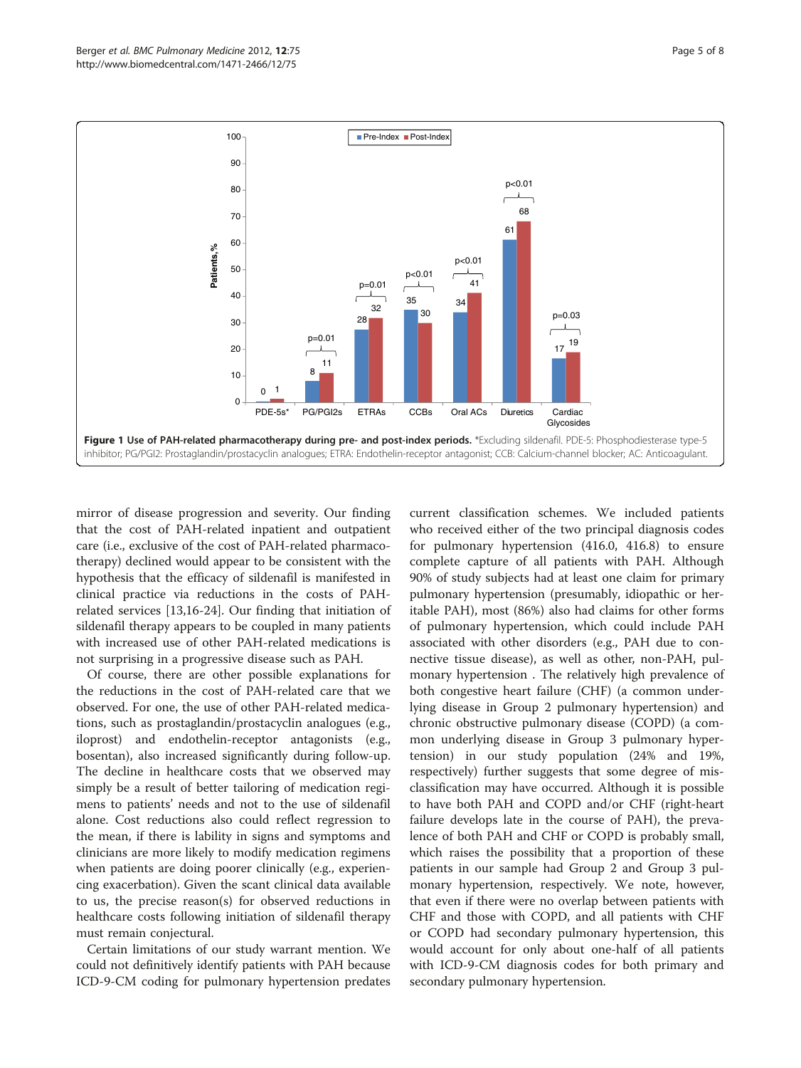**Figure 1 Use of PAH-related pharmacotherapy during pre- and post-index periods.** *Excluding sildenafil. PDE-5: Phosphodiesterase type-5 inhibitor; PG/PGI2: Prostaglandin/prostacyclin analogues; ETRA: Endothelin-receptor antagonist; CCB: Calcium-channel blocker; AC: Anticoagulant.

mirror of disease progression and severity. Our finding that the cost of PAH-related inpatient and outpatient care (i.e., exclusive of the cost of PAH-related pharmacotherapy) declined would appear to be consistent with the hypothesis that the efficacy of sildenafil is manifested in clinical practice via reductions in the costs of PAH-related services [13,16-24]. Our finding that initiation of sildenafil therapy appears to be coupled in many patients with increased use of other PAH-related medications is not surprising in a progressive disease such as PAH.

Of course, there are other possible explanations for the reductions in the cost of PAH-related care that we observed. For one, the use of other PAH-related medications, such as prostaglandin/prostacyclin analogues (e.g., iloprost) and endothelin-receptor antagonists (e.g., bosentan), also increased significantly during follow-up. The decline in healthcare costs that we observed may simply be a result of better tailoring of medication regimens to patients' needs and not to the use of sildenafil alone. Cost reductions also could reflect regression to the mean, if there is lability in signs and symptoms and clinicians are more likely to modify medication regimens when patients are doing poorer clinically (e.g., experiencing exacerbation). Given the scant clinical data available to us, the precise reason(s) for observed reductions in healthcare costs following initiation of sildenafil therapy must remain conjectural.

Certain limitations of our study warrant mention. We could not definitively identify patients with PAH because ICD-9-CM coding for pulmonary hypertension predates current classification schemes. We included patients who received either of the two principal diagnosis codes for pulmonary hypertension (416.0, 416.8) to ensure complete capture of all patients with PAH. Although 90% of study subjects had at least one claim for primary pulmonary hypertension (presumably, idiopathic or heritable PAH), most (86%) also had claims for other forms of pulmonary hypertension, which could include PAH associated with other disorders (e.g., PAH due to connective tissue disease), as well as other, non-PAH, pulmonary hypertension . The relatively high prevalence of both congestive heart failure (CHF) (a common underlying disease in Group 2 pulmonary hypertension) and chronic obstructive pulmonary disease (COPD) (a common underlying disease in Group 3 pulmonary hypertension) in our study population (24% and 19%, respectively) further suggests that some degree of misclassification may have occurred. Although it is possible to have both PAH and COPD and/or CHF (right-heart failure develops late in the course of PAH), the prevalence of both PAH and CHF or COPD is probably small, which raises the possibility that a proportion of these patients in our sample had Group 2 and Group 3 pulmonary hypertension, respectively. We note, however, that even if there were no overlap between patients with CHF and those with COPD, and all patients with CHF or COPD had secondary pulmonary hypertension, this would account for only about one-half of all patients with ICD-9-CM diagnosis codes for both primary and secondary pulmonary hypertension.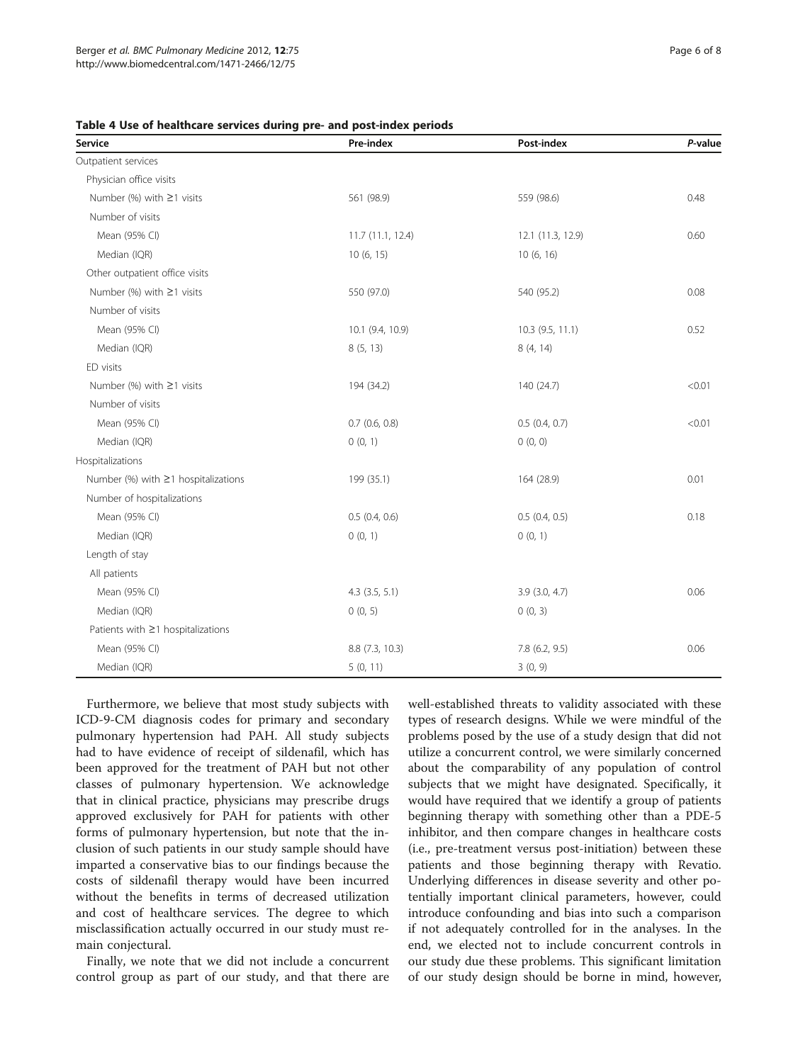**Table 4 Use of healthcare services during pre- and post-index periods**

| Service | Pre-index | Post-index | *P*-value |
|---|---|---|---|
| Outpatient services | | | |
| Physician office visits | | | |
| Number (%) with ≥1 visits | 561 (98.9) | 559 (98.6) | 0.48 |
| Number of visits | | | |
| Mean (95% CI) | 11.7 (11.1, 12.4) | 12.1 (11.3, 12.9) | 0.60 |
| Median (IQR) | 10 (6, 15) | 10 (6, 16) | |
| Other outpatient office visits | | | |
| Number (%) with ≥1 visits | 550 (97.0) | 540 (95.2) | 0.08 |
| Number of visits | | | |
| Mean (95% CI) | 10.1 (9.4, 10.9) | 10.3 (9.5, 11.1) | 0.52 |
| Median (IQR) | 8 (5, 13) | 8 (4, 14) | |
| ED visits | | | |
| Number (%) with ≥1 visits | 194 (34.2) | 140 (24.7) | <0.01 |
| Number of visits | | | |
| Mean (95% CI) | 0.7 (0.6, 0.8) | 0.5 (0.4, 0.7) | <0.01 |
| Median (IQR) | 0 (0, 1) | 0 (0, 0) | |
| Hospitalizations | | | |
| Number (%) with ≥1 hospitalizations | 199 (35.1) | 164 (28.9) | 0.01 |
| Number of hospitalizations | | | |
| Mean (95% CI) | 0.5 (0.4, 0.6) | 0.5 (0.4, 0.5) | 0.18 |
| Median (IQR) | 0 (0, 1) | 0 (0, 1) | |
| Length of stay | | | |
| All patients | | | |
| Mean (95% CI) | 4.3 (3.5, 5.1) | 3.9 (3.0, 4.7) | 0.06 |
| Median (IQR) | 0 (0, 5) | 0 (0, 3) | |
| Patients with ≥1 hospitalizations | | | |
| Mean (95% CI) | 8.8 (7.3, 10.3) | 7.8 (6.2, 9.5) | 0.06 |
| Median (IQR) | 5 (0, 11) | 3 (0, 9) | |

Furthermore, we believe that most study subjects with ICD-9-CM diagnosis codes for primary and secondary pulmonary hypertension had PAH. All study subjects had to have evidence of receipt of sildenafil, which has been approved for the treatment of PAH but not other classes of pulmonary hypertension. We acknowledge that in clinical practice, physicians may prescribe drugs approved exclusively for PAH for patients with other forms of pulmonary hypertension, but note that the inclusion of such patients in our study sample should have imparted a conservative bias to our findings because the costs of sildenafil therapy would have been incurred without the benefits in terms of decreased utilization and cost of healthcare services. The degree to which misclassification actually occurred in our study must remain conjectural.

Finally, we note that we did not include a concurrent control group as part of our study, and that there are well-established threats to validity associated with these types of research designs. While we were mindful of the problems posed by the use of a study design that did not utilize a concurrent control, we were similarly concerned about the comparability of any population of control subjects that we might have designated. Specifically, it would have required that we identify a group of patients beginning therapy with something other than a PDE-5 inhibitor, and then compare changes in healthcare costs (i.e., pre-treatment versus post-initiation) between these patients and those beginning therapy with Revatio. Underlying differences in disease severity and other potentially important clinical parameters, however, could introduce confounding and bias into such a comparison if not adequately controlled for in the analyses. In the end, we elected not to include concurrent controls in our study due these problems. This significant limitation of our study design should be borne in mind, however,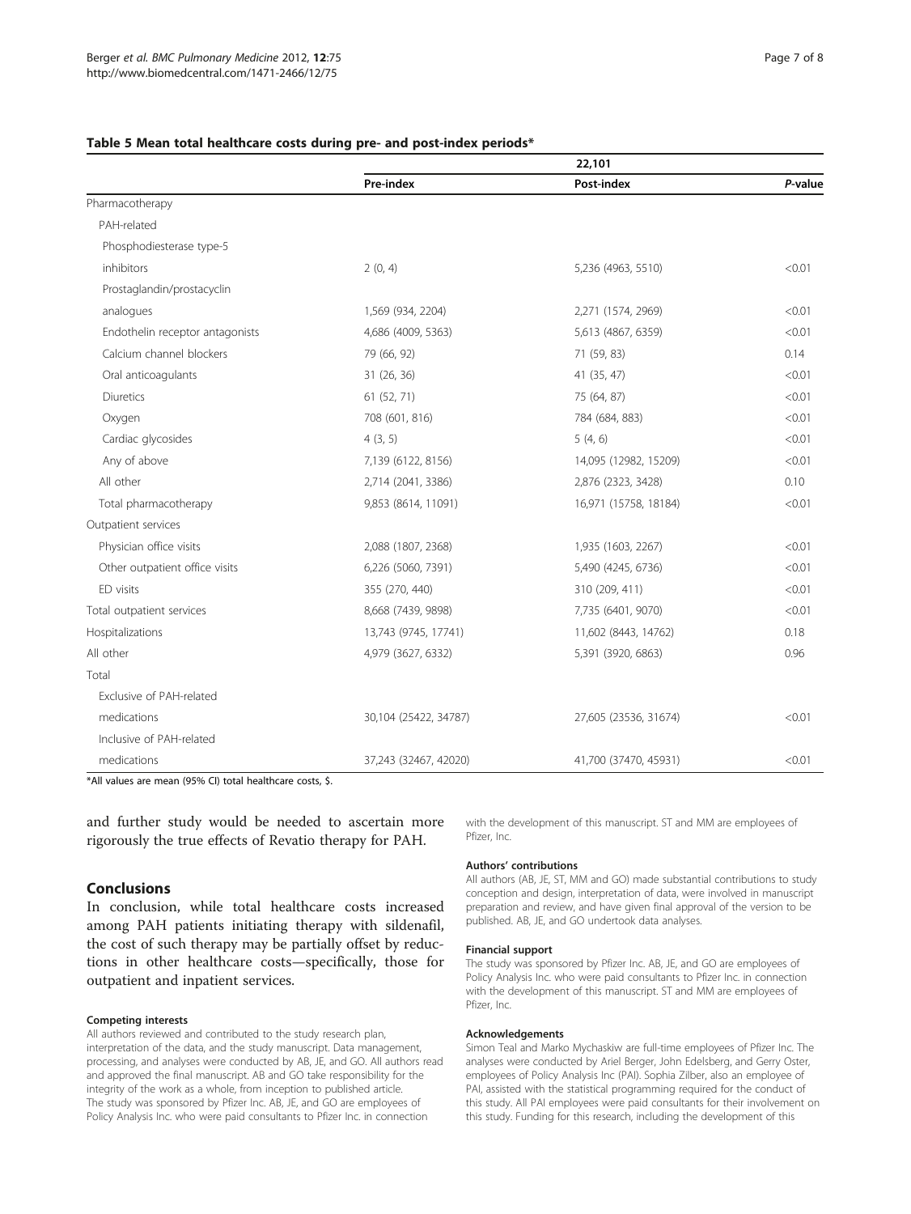**Table 5 Mean total healthcare costs during pre- and post-index periods***

| | 22,101 | | |
|---|---|---|---|
| | Pre-index | Post-index | *P*-value |
| Pharmacotherapy | | | |
| PAH-related | | | |
| Phosphodiesterase type-5 inhibitors | 2 (0, 4) | 5,236 (4963, 5510) | <0.01 |
| Prostaglandin/prostacyclin analogues | 1,569 (934, 2204) | 2,271 (1574, 2969) | <0.01 |
| Endothelin receptor antagonists | 4,686 (4009, 5363) | 5,613 (4867, 6359) | <0.01 |
| Calcium channel blockers | 79 (66, 92) | 71 (59, 83) | 0.14 |
| Oral anticoagulants | 31 (26, 36) | 41 (35, 47) | <0.01 |
| Diuretics | 61 (52, 71) | 75 (64, 87) | <0.01 |
| Oxygen | 708 (601, 816) | 784 (684, 883) | <0.01 |
| Cardiac glycosides | 4 (3, 5) | 5 (4, 6) | <0.01 |
| Any of above | 7,139 (6122, 8156) | 14,095 (12982, 15209) | <0.01 |
| All other | 2,714 (2041, 3386) | 2,876 (2323, 3428) | 0.10 |
| Total pharmacotherapy | 9,853 (8614, 11091) | 16,971 (15758, 18184) | <0.01 |
| Outpatient services | | | |
| Physician office visits | 2,088 (1807, 2368) | 1,935 (1603, 2267) | <0.01 |
| Other outpatient office visits | 6,226 (5060, 7391) | 5,490 (4245, 6736) | <0.01 |
| ED visits | 355 (270, 440) | 310 (209, 411) | <0.01 |
| Total outpatient services | 8,668 (7439, 9898) | 7,735 (6401, 9070) | <0.01 |
| Hospitalizations | 13,743 (9745, 17741) | 11,602 (8443, 14762) | 0.18 |
| All other | 4,979 (3627, 6332) | 5,391 (3920, 6863) | 0.96 |
| Total | | | |
| Exclusive of PAH-related medications | 30,104 (25422, 34787) | 27,605 (23536, 31674) | <0.01 |
| Inclusive of PAH-related medications | 37,243 (32467, 42020) | 41,700 (37470, 45931) | <0.01 |

*All values are mean (95% CI) total healthcare costs, $.

and further study would be needed to ascertain more rigorously the true effects of Revatio therapy for PAH.

## Conclusions

In conclusion, while total healthcare costs increased among PAH patients initiating therapy with sildenafil, the cost of such therapy may be partially offset by reductions in other healthcare costs—specifically, those for outpatient and inpatient services.

#### Competing interests

All authors reviewed and contributed to the study research plan, interpretation of the data, and the study manuscript. Data management, processing, and analyses were conducted by AB, JE, and GO. All authors read and approved the final manuscript. AB and GO take responsibility for the integrity of the work as a whole, from inception to published article. The study was sponsored by Pfizer Inc. AB, JE, and GO are employees of Policy Analysis Inc. who were paid consultants to Pfizer Inc. in connection with the development of this manuscript. ST and MM are employees of Pfizer, Inc.

#### Authors' contributions

All authors (AB, JE, ST, MM and GO) made substantial contributions to study conception and design, interpretation of data, were involved in manuscript preparation and review, and have given final approval of the version to be published. AB, JE, and GO undertook data analyses.

#### Financial support

The study was sponsored by Pfizer Inc. AB, JE, and GO are employees of Policy Analysis Inc. who were paid consultants to Pfizer Inc. in connection with the development of this manuscript. ST and MM are employees of Pfizer, Inc.

#### Acknowledgements

Simon Teal and Marko Mychaskiw are full-time employees of Pfizer Inc. The analyses were conducted by Ariel Berger, John Edelsberg, and Gerry Oster, employees of Policy Analysis Inc (PAI). Sophia Zilber, also an employee of PAI, assisted with the statistical programming required for the conduct of this study. All PAI employees were paid consultants for their involvement on this study. Funding for this research, including the development of this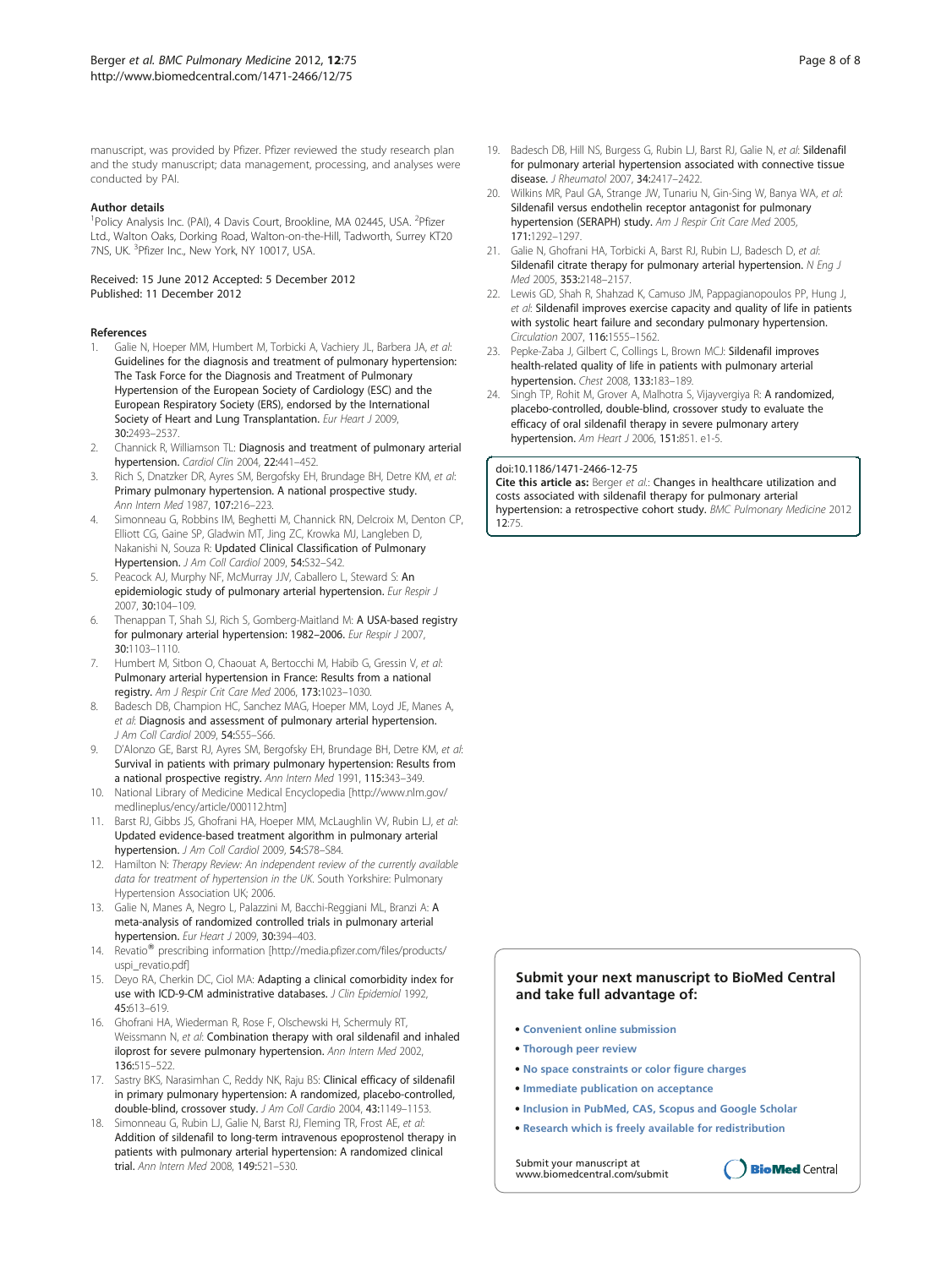manuscript, was provided by Pfizer. Pfizer reviewed the study research plan and the study manuscript; data management, processing, and analyses were conducted by PAI.

### Author details

[1]Policy Analysis Inc. (PAI), 4 Davis Court, Brookline, MA 02445, USA. [2]Pfizer Ltd., Walton Oaks, Dorking Road, Walton-on-the-Hill, Tadworth, Surrey KT20 7NS, UK. [3]Pfizer Inc., New York, NY 10017, USA.

Received: 15 June 2012 Accepted: 5 December 2012
Published: 11 December 2012

### References

1. Galie N, Hoeper MM, Humbert M, Torbicki A, Vachiery JL, Barbera JA, *et al*: **Guidelines for the diagnosis and treatment of pulmonary hypertension: The Task Force for the Diagnosis and Treatment of Pulmonary Hypertension of the European Society of Cardiology (ESC) and the European Respiratory Society (ERS), endorsed by the International Society of Heart and Lung Transplantation.** *Eur Heart J* 2009, **30:**2493–2537.
2. Channick R, Williamson TL: **Diagnosis and treatment of pulmonary arterial hypertension.** *Cardiol Clin* 2004, **22:**441–452.
3. Rich S, Dnatzker DR, Ayres SM, Bergofsky EH, Brundage BH, Detre KM, *et al*: **Primary pulmonary hypertension. A national prospective study.** *Ann Intern Med* 1987, **107:**216–223.
4. Simonneau G, Robbins IM, Beghetti M, Channick RN, Delcroix M, Denton CP, Elliott CG, Gaine SP, Gladwin MT, Jing ZC, Krowka MJ, Langleben D, Nakanishi N, Souza R: **Updated Clinical Classification of Pulmonary Hypertension.** *J Am Coll Cardiol* 2009, **54:**S32–S42.
5. Peacock AJ, Murphy NF, McMurray JJV, Caballero L, Steward S: **An epidemiologic study of pulmonary arterial hypertension.** *Eur Respir J* 2007, **30:**104–109.
6. Thenappan T, Shah SJ, Rich S, Gomberg-Maitland M: **A USA-based registry for pulmonary arterial hypertension: 1982–2006.** *Eur Respir J* 2007, **30:**1103–1110.
7. Humbert M, Sitbon O, Chaouat A, Bertocchi M, Habib G, Gressin V, *et al*: **Pulmonary arterial hypertension in France: Results from a national registry.** *Am J Respir Crit Care Med* 2006, **173:**1023–1030.
8. Badesch DB, Champion HC, Sanchez MAG, Hoeper MM, Loyd JE, Manes A, *et al*: **Diagnosis and assessment of pulmonary arterial hypertension.** *J Am Coll Cardiol* 2009, **54:**S55–S66.
9. D'Alonzo GE, Barst RJ, Ayres SM, Bergofsky EH, Brundage BH, Detre KM, *et al*: **Survival in patients with primary pulmonary hypertension: Results from a national prospective registry.** *Ann Intern Med* 1991, **115:**343–349.
10. National Library of Medicine Medical Encyclopedia [http://www.nlm.gov/medlineplus/ency/article/000112.htm]
11. Barst RJ, Gibbs JS, Ghofrani HA, Hoeper MM, McLaughlin VV, Rubin LJ, *et al*: **Updated evidence-based treatment algorithm in pulmonary arterial hypertension.** *J Am Coll Cardiol* 2009, **54:**S78–S84.
12. Hamilton N: *Therapy Review: An independent review of the currently available data for treatment of hypertension in the UK*. South Yorkshire: Pulmonary Hypertension Association UK; 2006.
13. Galie N, Manes A, Negro L, Palazzini M, Bacchi-Reggiani ML, Branzi A: **A meta-analysis of randomized controlled trials in pulmonary arterial hypertension.** *Eur Heart J* 2009, **30:**394–403.
14. Revatio® prescribing information [http://media.pfizer.com/files/products/uspi_revatio.pdf]
15. Deyo RA, Cherkin DC, Ciol MA: **Adapting a clinical comorbidity index for use with ICD-9-CM administrative databases.** *J Clin Epidemiol* 1992, **45:**613–619.
16. Ghofrani HA, Wiederman R, Rose F, Olschewski H, Schermuly RT, Weissmann N, *et al*: **Combination therapy with oral sildenafil and inhaled iloprost for severe pulmonary hypertension.** *Ann Intern Med* 2002, **136:**515–522.
17. Sastry BKS, Narasimhan C, Reddy NK, Raju BS: **Clinical efficacy of sildenafil in primary pulmonary hypertension: A randomized, placebo-controlled, double-blind, crossover study.** *J Am Coll Cardio* 2004, **43:**1149–1153.
18. Simonneau G, Rubin LJ, Galie N, Barst RJ, Fleming TR, Frost AE, *et al*: **Addition of sildenafil to long-term intravenous epoprostenol therapy in patients with pulmonary arterial hypertension: A randomized clinical trial.** *Ann Intern Med* 2008, **149:**521–530.
19. Badesch DB, Hill NS, Burgess G, Rubin LJ, Barst RJ, Galie N, *et al*: **Sildenafil for pulmonary arterial hypertension associated with connective tissue disease.** *J Rheumatol* 2007, **34:**2417–2422.
20. Wilkins MR, Paul GA, Strange JW, Tunariu N, Gin-Sing W, Banya WA, *et al*: **Sildenafil versus endothelin receptor antagonist for pulmonary hypertension (SERAPH) study.** *Am J Respir Crit Care Med* 2005, **171:**1292–1297.
21. Galie N, Ghofrani HA, Torbicki A, Barst RJ, Rubin LJ, Badesch D, *et al*: **Sildenafil citrate therapy for pulmonary arterial hypertension.** *N Eng J Med* 2005, **353:**2148–2157.
22. Lewis GD, Shah R, Shahzad K, Camuso JM, Pappagianopoulos PP, Hung J, *et al*: **Sildenafil improves exercise capacity and quality of life in patients with systolic heart failure and secondary pulmonary hypertension.** *Circulation* 2007, **116:**1555–1562.
23. Pepke-Zaba J, Gilbert C, Collings L, Brown MCJ: **Sildenafil improves health-related quality of life in patients with pulmonary arterial hypertension.** *Chest* 2008, **133:**183–189.
24. Singh TP, Rohit M, Grover A, Malhotra S, Vijayvergiya R: **A randomized, placebo-controlled, double-blind, crossover study to evaluate the efficacy of oral sildenafil therapy in severe pulmonary artery hypertension.** *Am Heart J* 2006, **151:**851. e1-5.

doi:10.1186/1471-2466-12-75
**Cite this article as:** Berger *et al.*: Changes in healthcare utilization and costs associated with sildenafil therapy for pulmonary arterial hypertension: a retrospective cohort study. *BMC Pulmonary Medicine* 2012 **12**:75.

**Submit your next manuscript to BioMed Central and take full advantage of:**

- **Convenient online submission**
- **Thorough peer review**
- **No space constraints or color figure charges**
- **Immediate publication on acceptance**
- **Inclusion in PubMed, CAS, Scopus and Google Scholar**
- **Research which is freely available for redistribution**

Submit your manuscript at
www.biomedcentral.com/submit